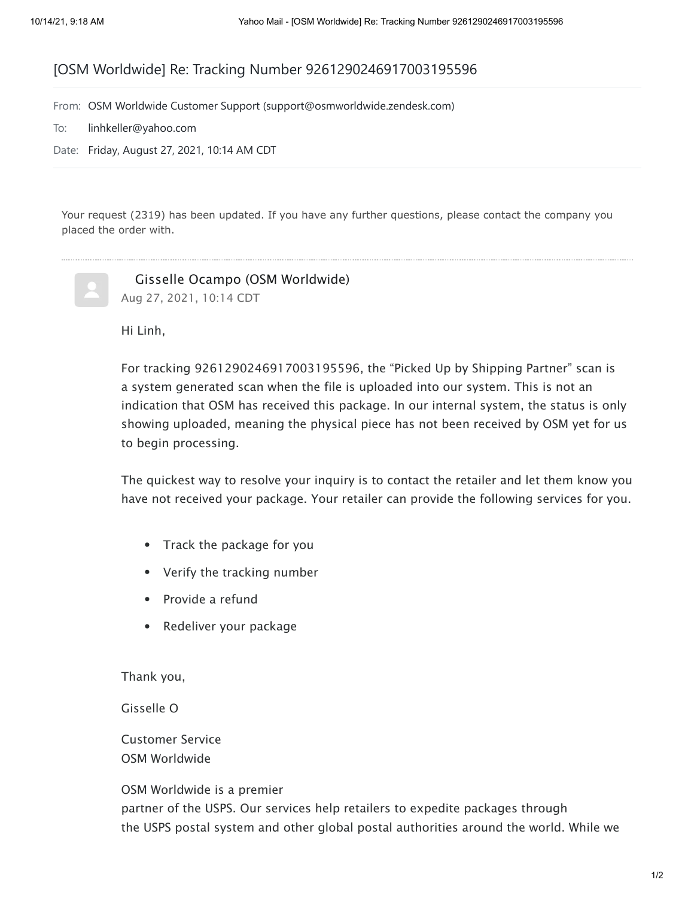# [OSM Worldwide] Re: Tracking Number 9261290246917003195596

From: OSM Worldwide Customer Support (support@osmworldwide.zendesk.com)

To: linhkeller@yahoo.com

Date: Friday, August 27, 2021, 10:14 AM CDT

Your request (2319) has been updated. If you have any further questions, please contact the company you placed the order with.

---

Gisselle Ocampo (OSM Worldwide)
Aug 27, 2021, 10:14 CDT

Hi Linh,

For tracking 9261290246917003195596, the “Picked Up by Shipping Partner” scan is a system generated scan when the file is uploaded into our system. This is not an indication that OSM has received this package. In our internal system, the status is only showing uploaded, meaning the physical piece has not been received by OSM yet for us to begin processing.

The quickest way to resolve your inquiry is to contact the retailer and let them know you have not received your package. Your retailer can provide the following services for you.

- Track the package for you
- Verify the tracking number
- Provide a refund
- Redeliver your package

Thank you,

Gisselle O

Customer Service
OSM Worldwide

OSM Worldwide is a premier partner of the USPS. Our services help retailers to expedite packages through the USPS postal system and other global postal authorities around the world. While we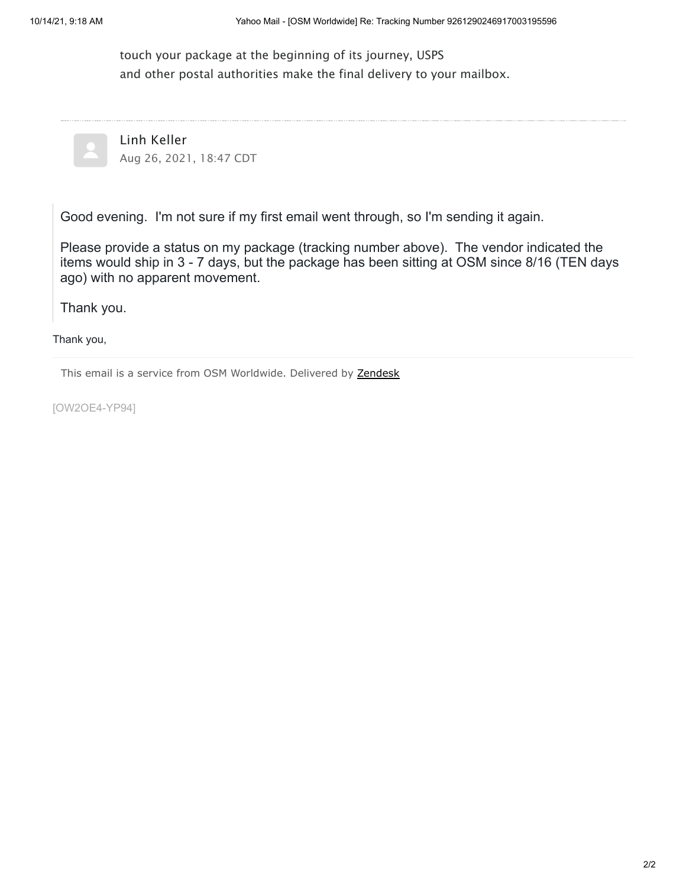touch your package at the beginning of its journey, USPS
and other postal authorities make the final delivery to your mailbox.

---

Linh Keller
Aug 26, 2021, 18:47 CDT

> Good evening. I'm not sure if my first email went through, so I'm sending it again.
>
> Please provide a status on my package (tracking number above). The vendor indicated the items would ship in 3 - 7 days, but the package has been sitting at OSM since 8/16 (TEN days ago) with no apparent movement.
>
> Thank you.

Thank you,

---

This email is a service from OSM Worldwide. Delivered by Zendesk

[OW2OE4-YP94]